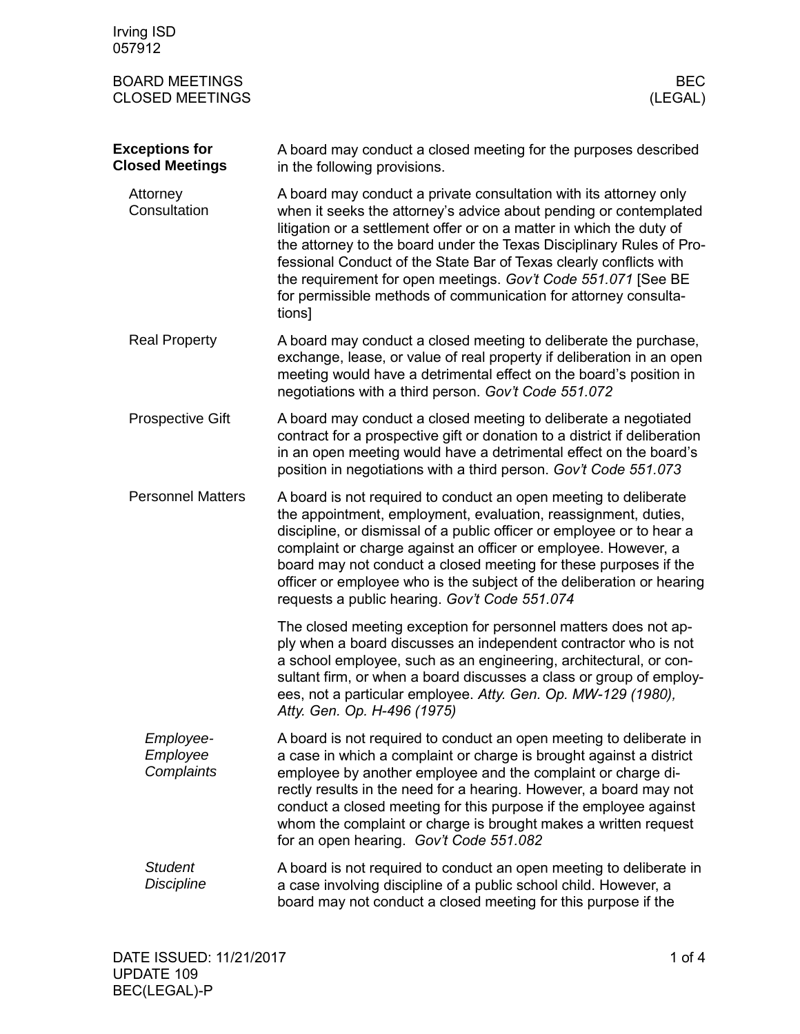Irving ISD
057912

# BOARD MEETINGS
# CLOSED MEETINGS

BEC
(LEGAL)

## Exceptions for Closed Meetings

A board may conduct a closed meeting for the purposes described in the following provisions.

### Attorney Consultation

A board may conduct a private consultation with its attorney only when it seeks the attorney's advice about pending or contemplated litigation or a settlement offer or on a matter in which the duty of the attorney to the board under the Texas Disciplinary Rules of Professional Conduct of the State Bar of Texas clearly conflicts with the requirement for open meetings. *Gov't Code 551.071* [See BE for permissible methods of communication for attorney consultations]

### Real Property

A board may conduct a closed meeting to deliberate the purchase, exchange, lease, or value of real property if deliberation in an open meeting would have a detrimental effect on the board's position in negotiations with a third person. *Gov't Code 551.072*

### Prospective Gift

A board may conduct a closed meeting to deliberate a negotiated contract for a prospective gift or donation to a district if deliberation in an open meeting would have a detrimental effect on the board's position in negotiations with a third person. *Gov't Code 551.073*

### Personnel Matters

A board is not required to conduct an open meeting to deliberate the appointment, employment, evaluation, reassignment, duties, discipline, or dismissal of a public officer or employee or to hear a complaint or charge against an officer or employee. However, a board may not conduct a closed meeting for these purposes if the officer or employee who is the subject of the deliberation or hearing requests a public hearing. *Gov't Code 551.074*

The closed meeting exception for personnel matters does not apply when a board discusses an independent contractor who is not a school employee, such as an engineering, architectural, or consultant firm, or when a board discusses a class or group of employees, not a particular employee. *Atty. Gen. Op. MW-129 (1980), Atty. Gen. Op. H-496 (1975)*

#### *Employee-Employee Complaints*

A board is not required to conduct an open meeting to deliberate in a case in which a complaint or charge is brought against a district employee by another employee and the complaint or charge directly results in the need for a hearing. However, a board may not conduct a closed meeting for this purpose if the employee against whom the complaint or charge is brought makes a written request for an open hearing. *Gov't Code 551.082*

#### *Student Discipline*

A board is not required to conduct an open meeting to deliberate in a case involving discipline of a public school child. However, a board may not conduct a closed meeting for this purpose if the

DATE ISSUED: 11/21/2017
UPDATE 109
BEC(LEGAL)-P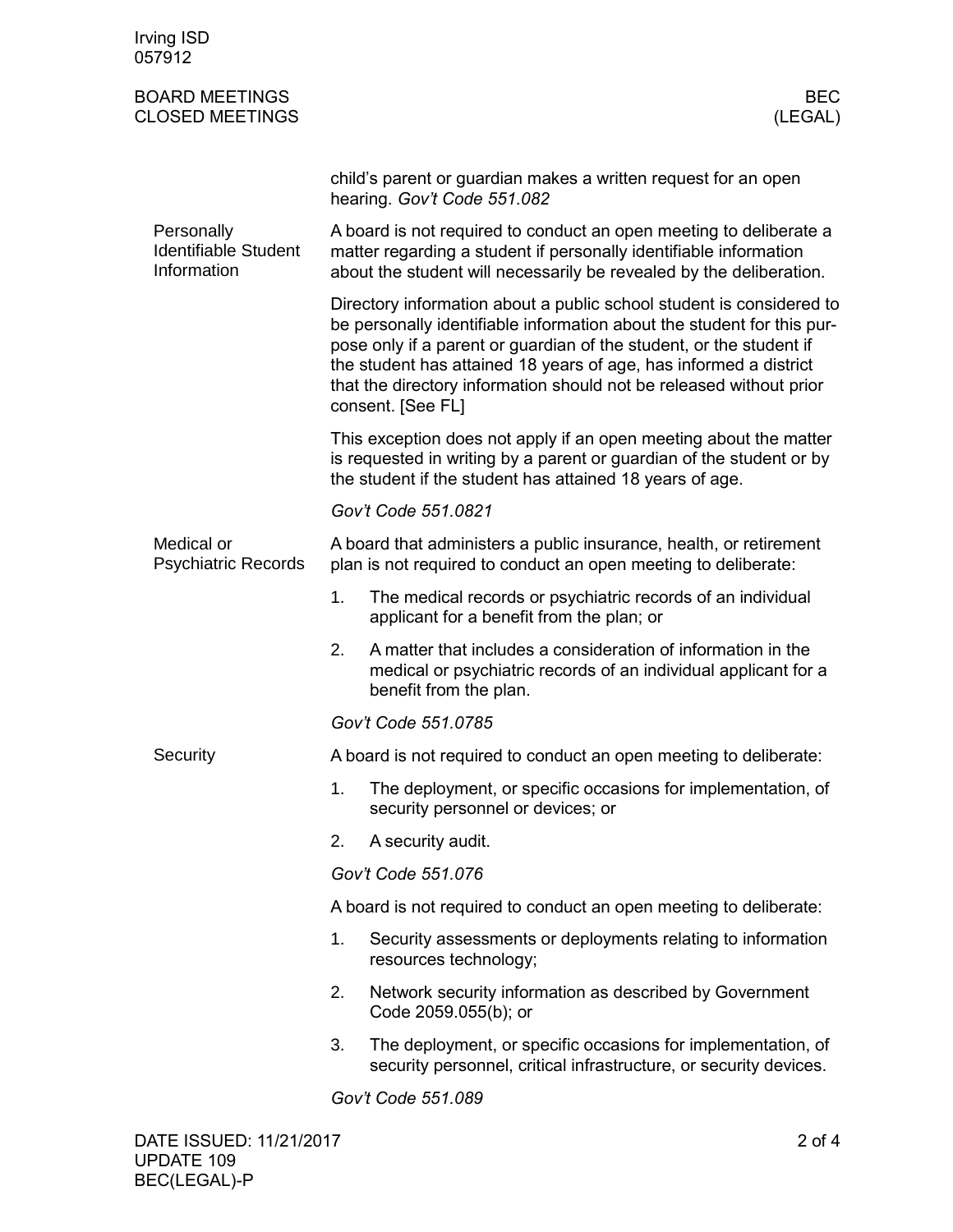child's parent or guardian makes a written request for an open hearing. *Gov't Code 551.082*

### Personally Identifiable Student Information

A board is not required to conduct an open meeting to deliberate a matter regarding a student if personally identifiable information about the student will necessarily be revealed by the deliberation.

Directory information about a public school student is considered to be personally identifiable information about the student for this purpose only if a parent or guardian of the student, or the student if the student has attained 18 years of age, has informed a district that the directory information should not be released without prior consent. [See FL]

This exception does not apply if an open meeting about the matter is requested in writing by a parent or guardian of the student or by the student if the student has attained 18 years of age.

*Gov't Code 551.0821*

### Medical or Psychiatric Records

A board that administers a public insurance, health, or retirement plan is not required to conduct an open meeting to deliberate:

1. The medical records or psychiatric records of an individual applicant for a benefit from the plan; or
2. A matter that includes a consideration of information in the medical or psychiatric records of an individual applicant for a benefit from the plan.

*Gov't Code 551.0785*

### Security

A board is not required to conduct an open meeting to deliberate:

1. The deployment, or specific occasions for implementation, of security personnel or devices; or
2. A security audit.

*Gov't Code 551.076*

A board is not required to conduct an open meeting to deliberate:

1. Security assessments or deployments relating to information resources technology;
2. Network security information as described by Government Code 2059.055(b); or
3. The deployment, or specific occasions for implementation, of security personnel, critical infrastructure, or security devices.

*Gov't Code 551.089*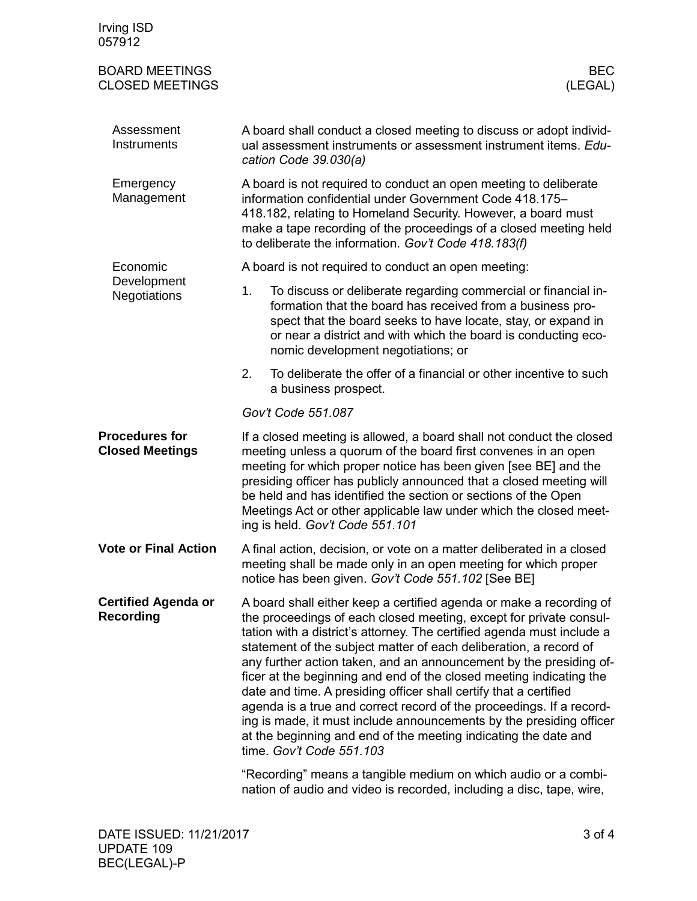### Assessment Instruments

A board shall conduct a closed meeting to discuss or adopt individual assessment instruments or assessment instrument items. *Education Code 39.030(a)*

### Emergency Management

A board is not required to conduct an open meeting to deliberate information confidential under Government Code 418.175–418.182, relating to Homeland Security. However, a board must make a tape recording of the proceedings of a closed meeting held to deliberate the information. *Gov't Code 418.183(f)*

### Economic Development Negotiations

A board is not required to conduct an open meeting:

1. To discuss or deliberate regarding commercial or financial information that the board has received from a business prospect that the board seeks to have locate, stay, or expand in or near a district and with which the board is conducting economic development negotiations; or
2. To deliberate the offer of a financial or other incentive to such a business prospect.

*Gov't Code 551.087*

## Procedures for Closed Meetings

If a closed meeting is allowed, a board shall not conduct the closed meeting unless a quorum of the board first convenes in an open meeting for which proper notice has been given [see BE] and the presiding officer has publicly announced that a closed meeting will be held and has identified the section or sections of the Open Meetings Act or other applicable law under which the closed meeting is held. *Gov't Code 551.101*

## Vote or Final Action

A final action, decision, or vote on a matter deliberated in a closed meeting shall be made only in an open meeting for which proper notice has been given. *Gov't Code 551.102* [See BE]

## Certified Agenda or Recording

A board shall either keep a certified agenda or make a recording of the proceedings of each closed meeting, except for private consultation with a district's attorney. The certified agenda must include a statement of the subject matter of each deliberation, a record of any further action taken, and an announcement by the presiding officer at the beginning and end of the closed meeting indicating the date and time. A presiding officer shall certify that a certified agenda is a true and correct record of the proceedings. If a recording is made, it must include announcements by the presiding officer at the beginning and end of the meeting indicating the date and time. *Gov't Code 551.103*

"Recording" means a tangible medium on which audio or a combination of audio and video is recorded, including a disc, tape, wire,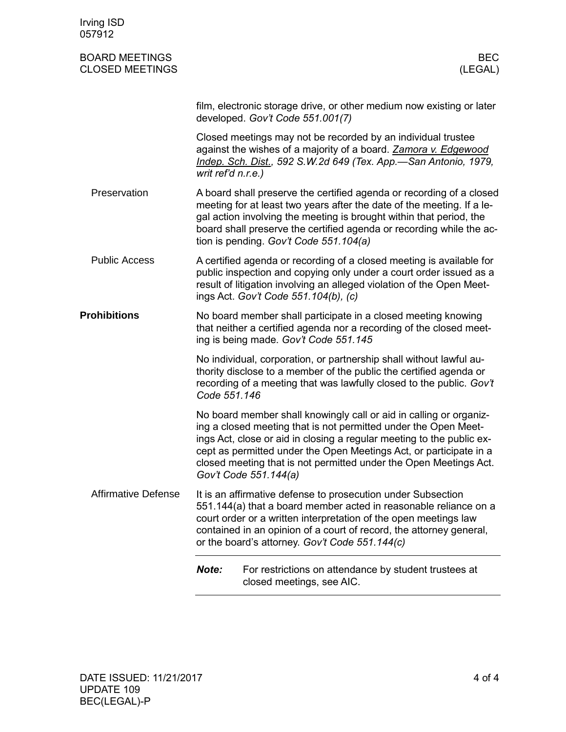film, electronic storage drive, or other medium now existing or later developed. *Gov't Code 551.001(7)*

Closed meetings may not be recorded by an individual trustee against the wishes of a majority of a board. *Zamora v. Edgewood Indep. Sch. Dist., 592 S.W.2d 649 (Tex. App.—San Antonio, 1979, writ ref'd n.r.e.)*

### Preservation

A board shall preserve the certified agenda or recording of a closed meeting for at least two years after the date of the meeting. If a legal action involving the meeting is brought within that period, the board shall preserve the certified agenda or recording while the action is pending. *Gov't Code 551.104(a)*

### Public Access

A certified agenda or recording of a closed meeting is available for public inspection and copying only under a court order issued as a result of litigation involving an alleged violation of the Open Meetings Act. *Gov't Code 551.104(b), (c)*

## Prohibitions

No board member shall participate in a closed meeting knowing that neither a certified agenda nor a recording of the closed meeting is being made. *Gov't Code 551.145*

No individual, corporation, or partnership shall without lawful authority disclose to a member of the public the certified agenda or recording of a meeting that was lawfully closed to the public. *Gov't Code 551.146*

No board member shall knowingly call or aid in calling or organizing a closed meeting that is not permitted under the Open Meetings Act, close or aid in closing a regular meeting to the public except as permitted under the Open Meetings Act, or participate in a closed meeting that is not permitted under the Open Meetings Act. *Gov't Code 551.144(a)*

### Affirmative Defense

It is an affirmative defense to prosecution under Subsection 551.144(a) that a board member acted in reasonable reliance on a court order or a written interpretation of the open meetings law contained in an opinion of a court of record, the attorney general, or the board's attorney. *Gov't Code 551.144(c)*

***Note:*** For restrictions on attendance by student trustees at closed meetings, see AIC.